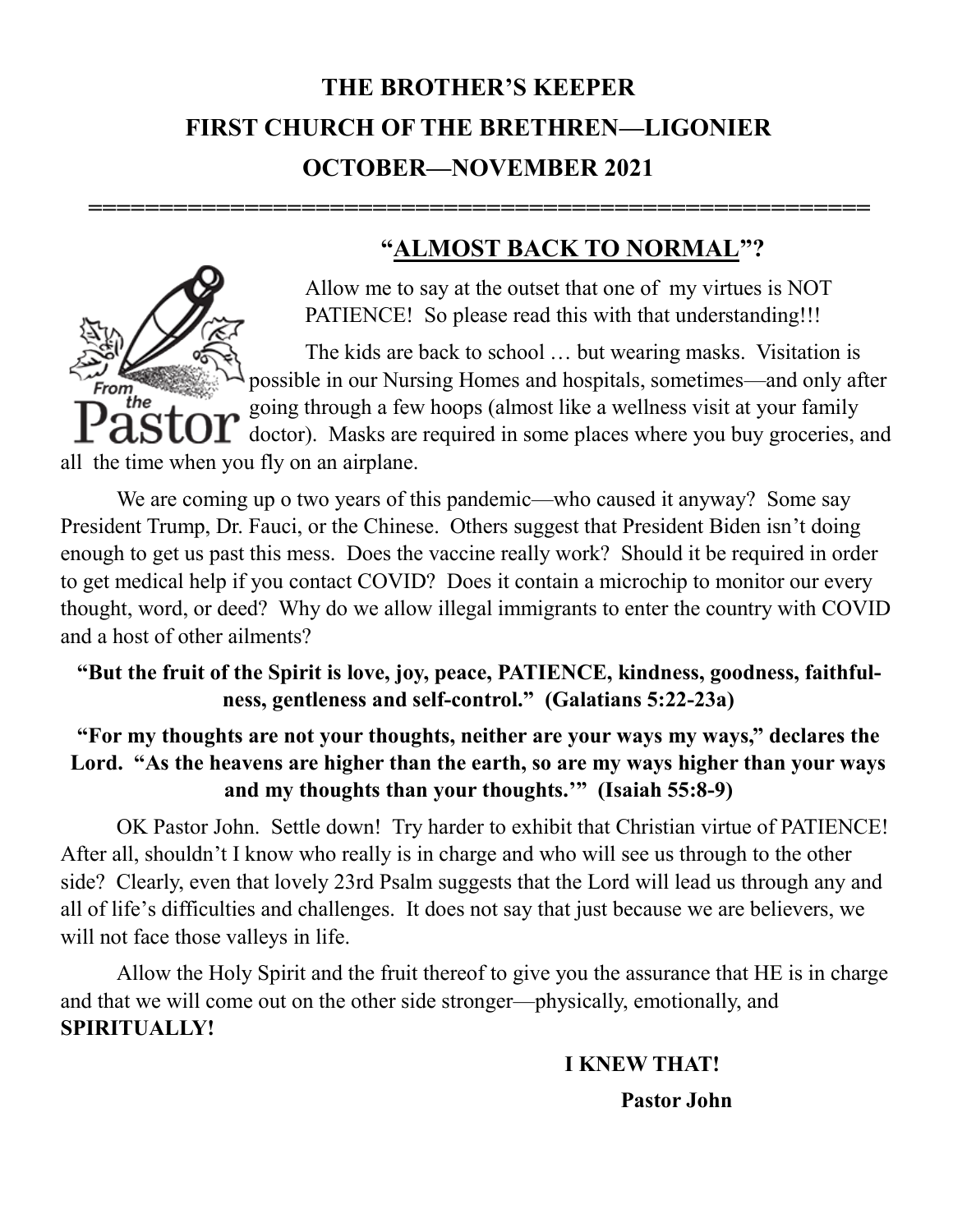# THE BROTHER'S KEEPER

# FIRST CHURCH OF THE BRETHREN—LIGONIER

# OCTOBER—NOVEMBER 2021

=====================================================

From the Pastor

## "<u>ALMOST BACK TO NORMAL</u>"?

Allow me to say at the outset that one of my virtues is NOT PATIENCE! So please read this with that understanding!!!

The kids are back to school … but wearing masks. Visitation is possible in our Nursing Homes and hospitals, sometimes—and only after going through a few hoops (almost like a wellness visit at your family doctor). Masks are required in some places where you buy groceries, and all the time when you fly on an airplane.

We are coming up o two years of this pandemic—who caused it anyway? Some say President Trump, Dr. Fauci, or the Chinese. Others suggest that President Biden isn't doing enough to get us past this mess. Does the vaccine really work? Should it be required in order to get medical help if you contact COVID? Does it contain a microchip to monitor our every thought, word, or deed? Why do we allow illegal immigrants to enter the country with COVID and a host of other ailments?

**"But the fruit of the Spirit is love, joy, peace, PATIENCE, kindness, goodness, faithfulness, gentleness and self-control." (Galatians 5:22-23a)**

**"For my thoughts are not your thoughts, neither are your ways my ways," declares the Lord. "As the heavens are higher than the earth, so are my ways higher than your ways and my thoughts than your thoughts.'" (Isaiah 55:8-9)**

OK Pastor John. Settle down! Try harder to exhibit that Christian virtue of PATIENCE! After all, shouldn't I know who really is in charge and who will see us through to the other side? Clearly, even that lovely 23rd Psalm suggests that the Lord will lead us through any and all of life's difficulties and challenges. It does not say that just because we are believers, we will not face those valleys in life.

Allow the Holy Spirit and the fruit thereof to give you the assurance that HE is in charge and that we will come out on the other side stronger—physically, emotionally, and **SPIRITUALLY!**

**I KNEW THAT!**

**Pastor John**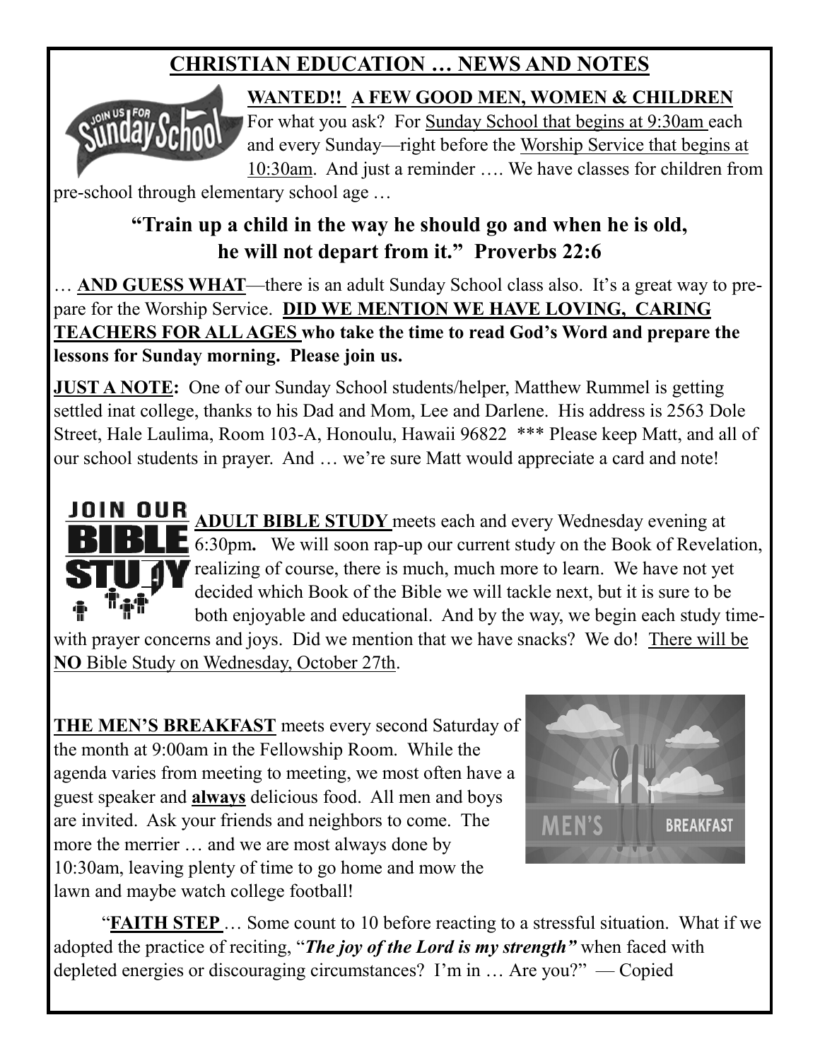# CHRISTIAN EDUCATION … NEWS AND NOTES

**WANTED!! A FEW GOOD MEN, WOMEN & CHILDREN**

For what you ask? For Sunday School that begins at 9:30am each and every Sunday—right before the Worship Service that begins at 10:30am. And just a reminder …. We have classes for children from pre-school through elementary school age …

**"Train up a child in the way he should go and when he is old, he will not depart from it." Proverbs 22:6**

… **AND GUESS WHAT**—there is an adult Sunday School class also. It's a great way to prepare for the Worship Service. **DID WE MENTION WE HAVE LOVING, CARING TEACHERS FOR ALL AGES who take the time to read God's Word and prepare the lessons for Sunday morning. Please join us.**

**JUST A NOTE:** One of our Sunday School students/helper, Matthew Rummel is getting settled inat college, thanks to his Dad and Mom, Lee and Darlene. His address is 2563 Dole Street, Hale Laulima, Room 103-A, Honoulu, Hawaii 96822 *** Please keep Matt, and all of our school students in prayer. And … we're sure Matt would appreciate a card and note!

**ADULT BIBLE STUDY** meets each and every Wednesday evening at 6:30pm**.** We will soon rap-up our current study on the Book of Revelation, realizing of course, there is much, much more to learn. We have not yet decided which Book of the Bible we will tackle next, but it is sure to be both enjoyable and educational. And by the way, we begin each study time-with prayer concerns and joys. Did we mention that we have snacks? We do! There will be **NO** Bible Study on Wednesday, October 27th.

**THE MEN'S BREAKFAST** meets every second Saturday of the month at 9:00am in the Fellowship Room. While the agenda varies from meeting to meeting, we most often have a guest speaker and **always** delicious food. All men and boys are invited. Ask your friends and neighbors to come. The more the merrier … and we are most always done by 10:30am, leaving plenty of time to go home and mow the lawn and maybe watch college football!

"**FAITH STEP** … Some count to 10 before reacting to a stressful situation. What if we adopted the practice of reciting, "***The joy of the Lord is my strength"*** when faced with depleted energies or discouraging circumstances? I'm in … Are you?" — Copied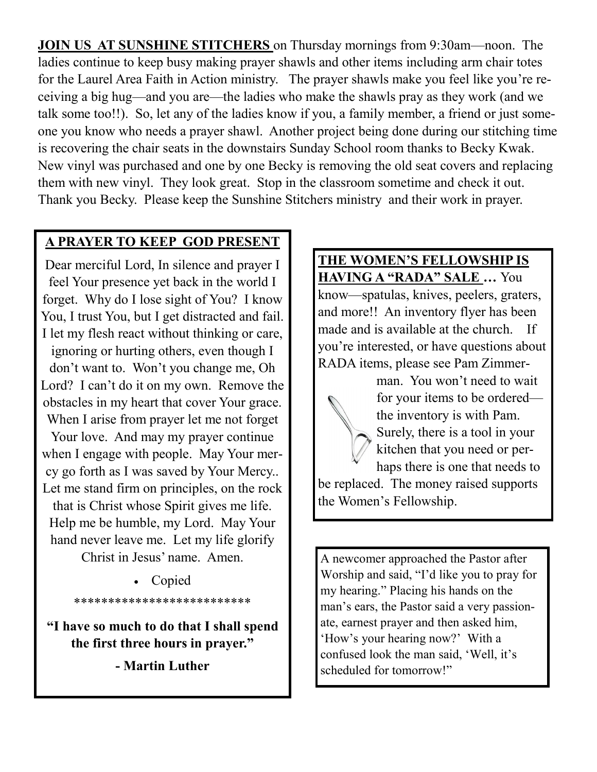**JOIN US AT SUNSHINE STITCHERS** on Thursday mornings from 9:30am—noon. The ladies continue to keep busy making prayer shawls and other items including arm chair totes for the Laurel Area Faith in Action ministry. The prayer shawls make you feel like you're receiving a big hug—and you are—the ladies who make the shawls pray as they work (and we talk some too!!). So, let any of the ladies know if you, a family member, a friend or just someone you know who needs a prayer shawl. Another project being done during our stitching time is recovering the chair seats in the downstairs Sunday School room thanks to Becky Kwak. New vinyl was purchased and one by one Becky is removing the old seat covers and replacing them with new vinyl. They look great. Stop in the classroom sometime and check it out. Thank you Becky. Please keep the Sunshine Stitchers ministry and their work in prayer.

**A PRAYER TO KEEP GOD PRESENT**

Dear merciful Lord, In silence and prayer I feel Your presence yet back in the world I forget. Why do I lose sight of You? I know You, I trust You, but I get distracted and fail. I let my flesh react without thinking or care, ignoring or hurting others, even though I don't want to. Won't you change me, Oh Lord? I can't do it on my own. Remove the obstacles in my heart that cover Your grace. When I arise from prayer let me not forget Your love. And may my prayer continue when I engage with people. May Your mercy go forth as I was saved by Your Mercy.. Let me stand firm on principles, on the rock that is Christ whose Spirit gives me life. Help me be humble, my Lord. May Your hand never leave me. Let my life glorify Christ in Jesus' name. Amen.

- Copied

*************************

**"I have so much to do that I shall spend the first three hours in prayer."**

**- Martin Luther**

**THE WOMEN'S FELLOWSHIP IS HAVING A "RADA" SALE …** You know—spatulas, knives, peelers, graters, and more!! An inventory flyer has been made and is available at the church. If you're interested, or have questions about RADA items, please see Pam Zimmerman. You won't need to wait for your items to be ordered—the inventory is with Pam. Surely, there is a tool in your kitchen that you need or perhaps there is one that needs to be replaced. The money raised supports the Women's Fellowship.

A newcomer approached the Pastor after Worship and said, "I'd like you to pray for my hearing." Placing his hands on the man's ears, the Pastor said a very passionate, earnest prayer and then asked him, 'How's your hearing now?' With a confused look the man said, 'Well, it's scheduled for tomorrow!"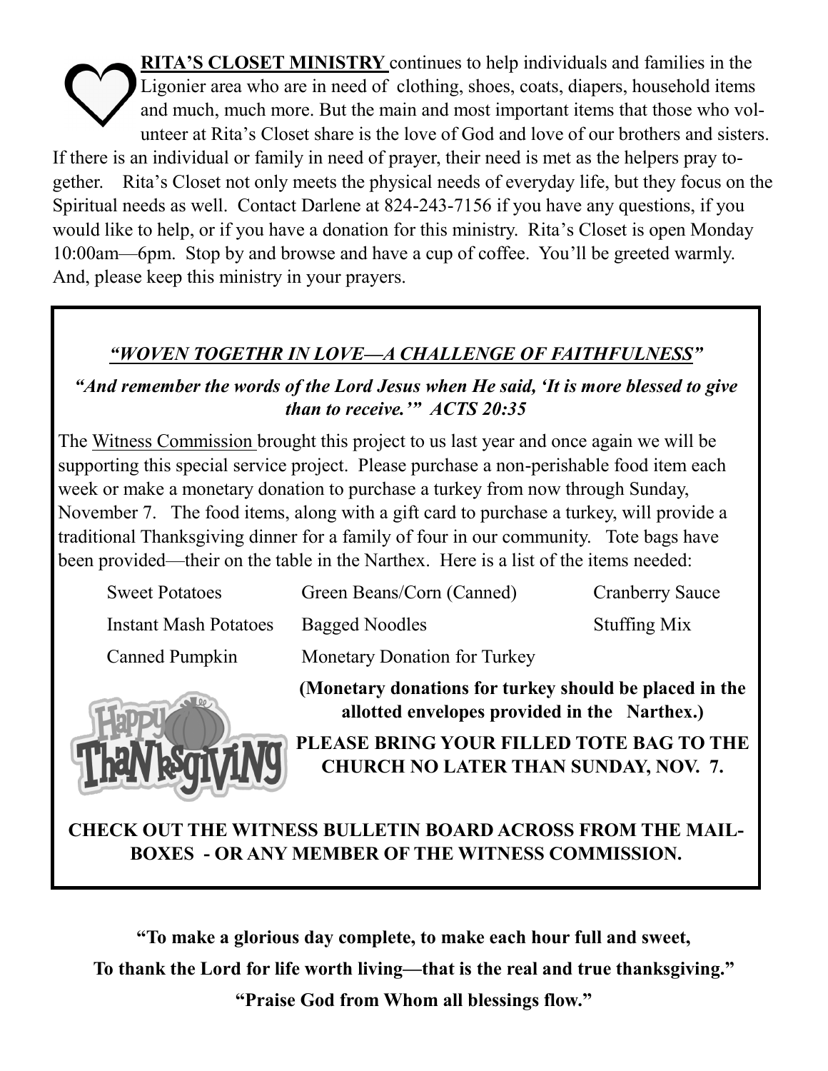**RITA'S CLOSET MINISTRY** continues to help individuals and families in the Ligonier area who are in need of clothing, shoes, coats, diapers, household items and much, much more. But the main and most important items that those who volunteer at Rita's Closet share is the love of God and love of our brothers and sisters. If there is an individual or family in need of prayer, their need is met as the helpers pray together. Rita's Closet not only meets the physical needs of everyday life, but they focus on the Spiritual needs as well. Contact Darlene at 824-243-7156 if you have any questions, if you would like to help, or if you have a donation for this ministry. Rita's Closet is open Monday 10:00am—6pm. Stop by and browse and have a cup of coffee. You'll be greeted warmly. And, please keep this ministry in your prayers.

***"WOVEN TOGETHR IN LOVE—A CHALLENGE OF FAITHFULNESS"***

***"And remember the words of the Lord Jesus when He said, 'It is more blessed to give than to receive.'" ACTS 20:35***

The Witness Commission brought this project to us last year and once again we will be supporting this special service project. Please purchase a non-perishable food item each week or make a monetary donation to purchase a turkey from now through Sunday, November 7. The food items, along with a gift card to purchase a turkey, will provide a traditional Thanksgiving dinner for a family of four in our community. Tote bags have been provided—their on the table in the Narthex. Here is a list of the items needed:

| | | |
|---|---|---|
| Sweet Potatoes | Green Beans/Corn (Canned) | Cranberry Sauce |
| Instant Mash Potatoes | Bagged Noodles | Stuffing Mix |
| Canned Pumpkin | Monetary Donation for Turkey | |

**(Monetary donations for turkey should be placed in the allotted envelopes provided in the Narthex.)**

**PLEASE BRING YOUR FILLED TOTE BAG TO THE CHURCH NO LATER THAN SUNDAY, NOV. 7.**

**CHECK OUT THE WITNESS BULLETIN BOARD ACROSS FROM THE MAILBOXES - OR ANY MEMBER OF THE WITNESS COMMISSION.**

**"To make a glorious day complete, to make each hour full and sweet,**

**To thank the Lord for life worth living—that is the real and true thanksgiving."**

**"Praise God from Whom all blessings flow."**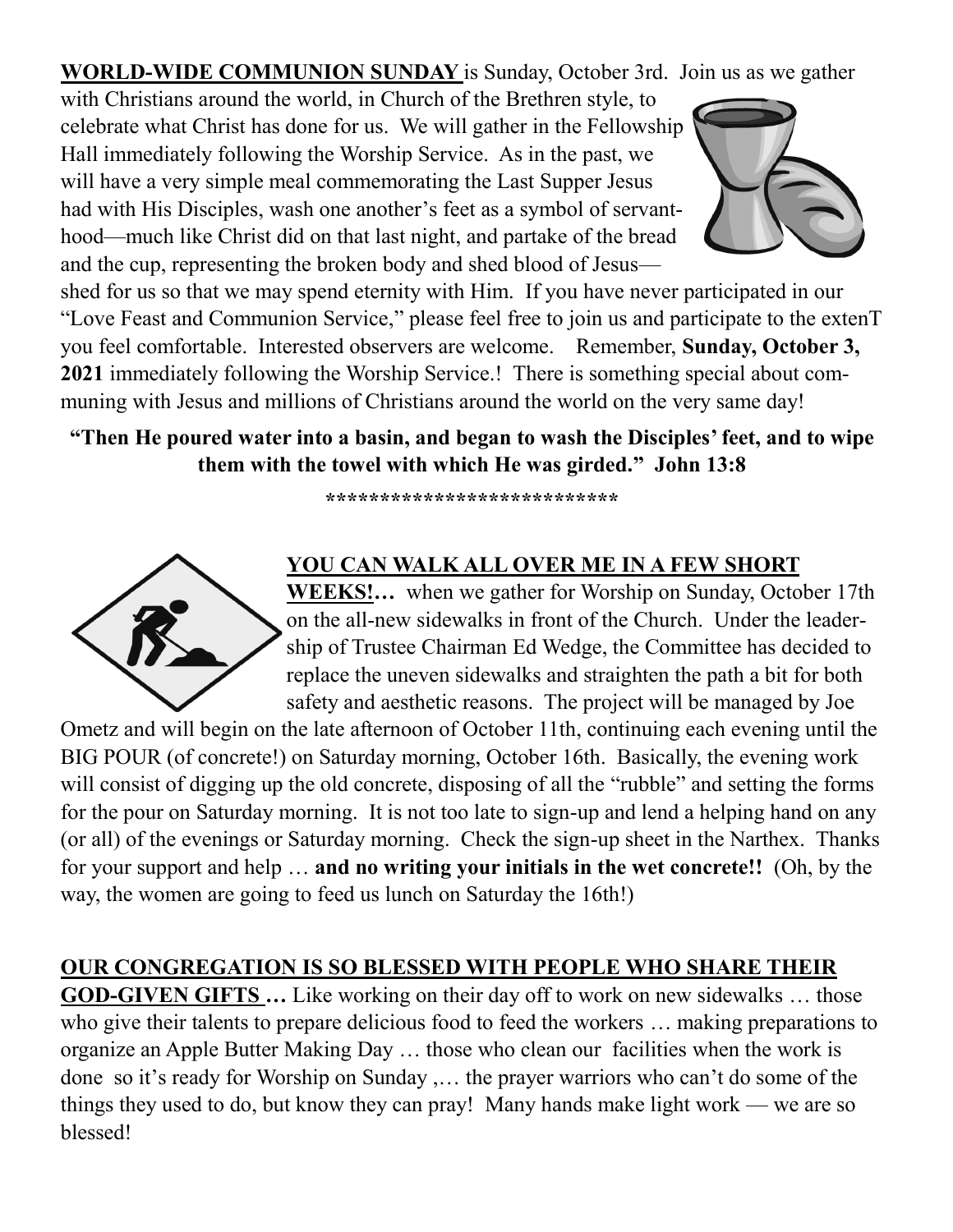**<u>WORLD-WIDE COMMUNION SUNDAY</u>** is Sunday, October 3rd. Join us as we gather with Christians around the world, in Church of the Brethren style, to celebrate what Christ has done for us. We will gather in the Fellowship Hall immediately following the Worship Service. As in the past, we will have a very simple meal commemorating the Last Supper Jesus had with His Disciples, wash one another's feet as a symbol of servant-hood—much like Christ did on that last night, and partake of the bread and the cup, representing the broken body and shed blood of Jesus—shed for us so that we may spend eternity with Him. If you have never participated in our "Love Feast and Communion Service," please feel free to join us and participate to the extenT you feel comfortable. Interested observers are welcome. Remember, **Sunday, October 3, 2021** immediately following the Worship Service.! There is something special about communing with Jesus and millions of Christians around the world on the very same day!

**"Then He poured water into a basin, and began to wash the Disciples' feet, and to wipe them with the towel with which He was girded." John 13:8**

***************************

**<u>YOU CAN WALK ALL OVER ME IN A FEW SHORT WEEKS!</u>…** when we gather for Worship on Sunday, October 17th on the all-new sidewalks in front of the Church. Under the leadership of Trustee Chairman Ed Wedge, the Committee has decided to replace the uneven sidewalks and straighten the path a bit for both safety and aesthetic reasons. The project will be managed by Joe Ometz and will begin on the late afternoon of October 11th, continuing each evening until the BIG POUR (of concrete!) on Saturday morning, October 16th. Basically, the evening work will consist of digging up the old concrete, disposing of all the "rubble" and setting the forms for the pour on Saturday morning. It is not too late to sign-up and lend a helping hand on any (or all) of the evenings or Saturday morning. Check the sign-up sheet in the Narthex. Thanks for your support and help … **and no writing your initials in the wet concrete!!** (Oh, by the way, the women are going to feed us lunch on Saturday the 16th!)

**<u>OUR CONGREGATION IS SO BLESSED WITH PEOPLE WHO SHARE THEIR GOD-GIVEN GIFTS</u> …** Like working on their day off to work on new sidewalks … those who give their talents to prepare delicious food to feed the workers … making preparations to organize an Apple Butter Making Day … those who clean our facilities when the work is done so it's ready for Worship on Sunday ,… the prayer warriors who can't do some of the things they used to do, but know they can pray! Many hands make light work — we are so blessed!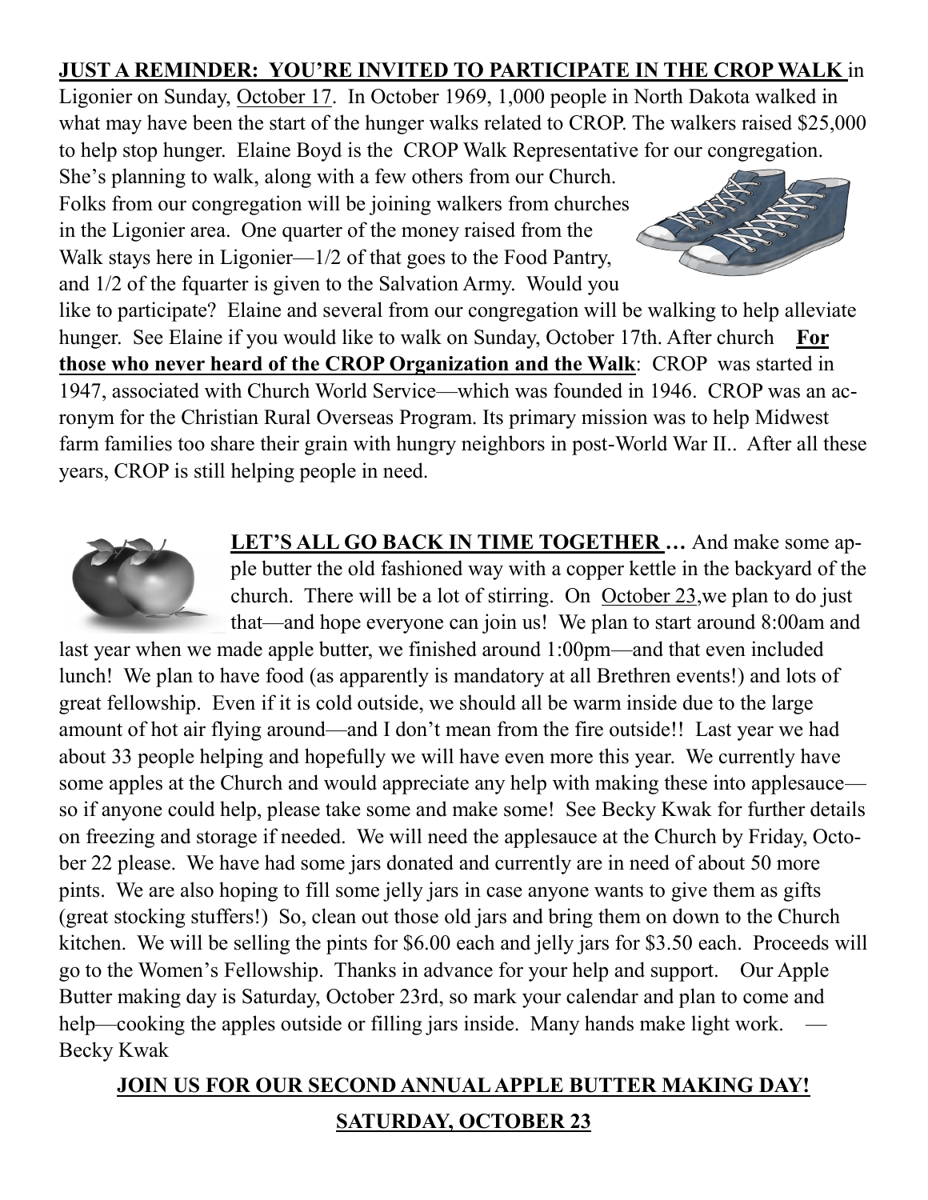**<u>JUST A REMINDER: YOU'RE INVITED TO PARTICIPATE IN THE CROP WALK</u>** in Ligonier on Sunday, <u>October 17</u>. In October 1969, 1,000 people in North Dakota walked in what may have been the start of the hunger walks related to CROP. The walkers raised $25,000 to help stop hunger. Elaine Boyd is the CROP Walk Representative for our congregation. She's planning to walk, along with a few others from our Church. Folks from our congregation will be joining walkers from churches in the Ligonier area. One quarter of the money raised from the Walk stays here in Ligonier—1/2 of that goes to the Food Pantry, and 1/2 of the fquarter is given to the Salvation Army. Would you like to participate? Elaine and several from our congregation will be walking to help alleviate hunger. See Elaine if you would like to walk on Sunday, October 17th. After church **<u>For those who never heard of the CROP Organization and the Walk</u>**: CROP was started in 1947, associated with Church World Service—which was founded in 1946. CROP was an acronym for the Christian Rural Overseas Program. Its primary mission was to help Midwest farm families too share their grain with hungry neighbors in post-World War II.. After all these years, CROP is still helping people in need.

**<u>LET'S ALL GO BACK IN TIME TOGETHER</u> …** And make some apple butter the old fashioned way with a copper kettle in the backyard of the church. There will be a lot of stirring. On <u>October 23</u>,we plan to do just that—and hope everyone can join us! We plan to start around 8:00am and last year when we made apple butter, we finished around 1:00pm—and that even included lunch! We plan to have food (as apparently is mandatory at all Brethren events!) and lots of great fellowship. Even if it is cold outside, we should all be warm inside due to the large amount of hot air flying around—and I don't mean from the fire outside!! Last year we had about 33 people helping and hopefully we will have even more this year. We currently have some apples at the Church and would appreciate any help with making these into applesauce—so if anyone could help, please take some and make some! See Becky Kwak for further details on freezing and storage if needed. We will need the applesauce at the Church by Friday, October 22 please. We have had some jars donated and currently are in need of about 50 more pints. We are also hoping to fill some jelly jars in case anyone wants to give them as gifts (great stocking stuffers!) So, clean out those old jars and bring them on down to the Church kitchen. We will be selling the pints for $6.00 each and jelly jars for $3.50 each. Proceeds will go to the Women's Fellowship. Thanks in advance for your help and support. Our Apple Butter making day is Saturday, October 23rd, so mark your calendar and plan to come and help—cooking the apples outside or filling jars inside. Many hands make light work. — Becky Kwak

**<u>JOIN US FOR OUR SECOND ANNUAL APPLE BUTTER MAKING DAY!</u>**

**<u>SATURDAY, OCTOBER 23</u>**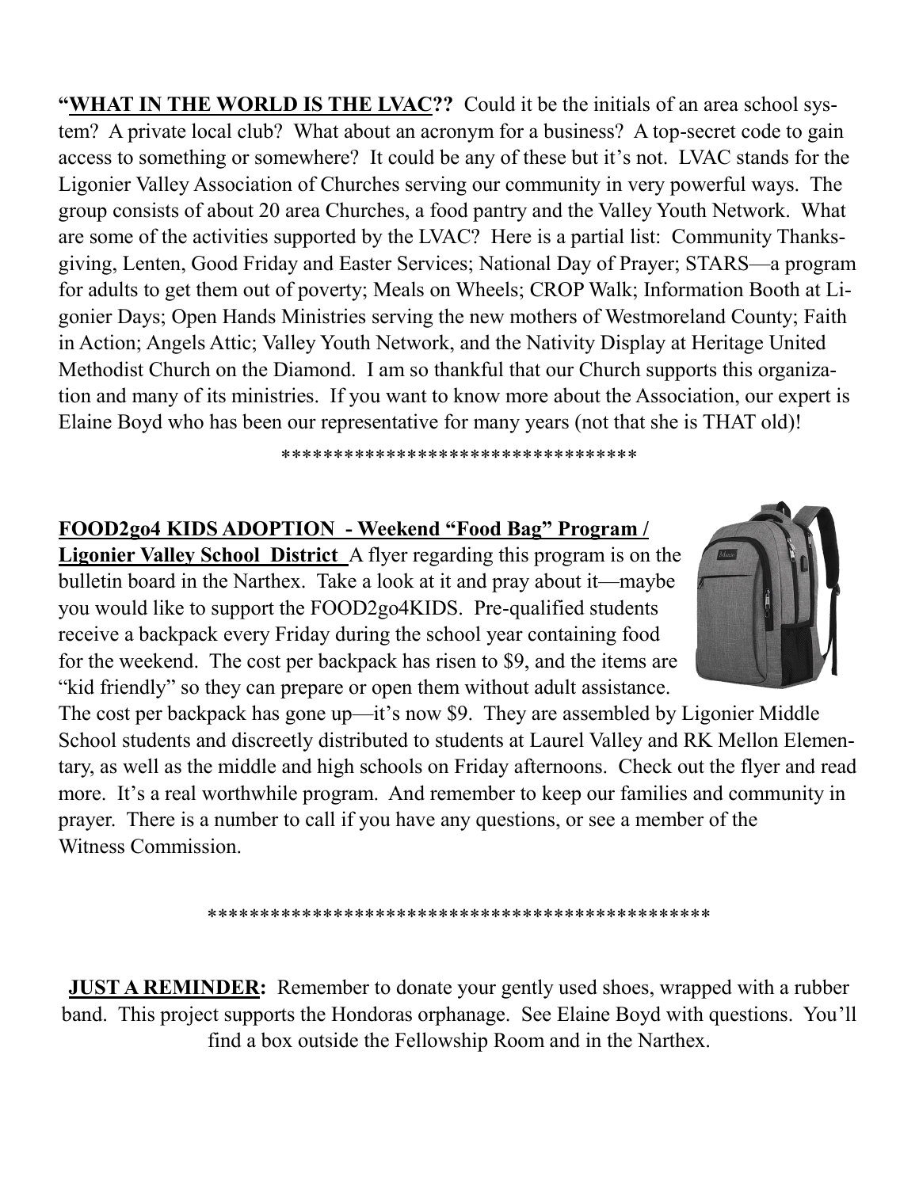**"WHAT IN THE WORLD IS THE LVAC??** Could it be the initials of an area school system? A private local club? What about an acronym for a business? A top-secret code to gain access to something or somewhere? It could be any of these but it's not. LVAC stands for the Ligonier Valley Association of Churches serving our community in very powerful ways. The group consists of about 20 area Churches, a food pantry and the Valley Youth Network. What are some of the activities supported by the LVAC? Here is a partial list: Community Thanksgiving, Lenten, Good Friday and Easter Services; National Day of Prayer; STARS—a program for adults to get them out of poverty; Meals on Wheels; CROP Walk; Information Booth at Ligonier Days; Open Hands Ministries serving the new mothers of Westmoreland County; Faith in Action; Angels Attic; Valley Youth Network, and the Nativity Display at Heritage United Methodist Church on the Diamond. I am so thankful that our Church supports this organization and many of its ministries. If you want to know more about the Association, our expert is Elaine Boyd who has been our representative for many years (not that she is THAT old)!

*********************************

**FOOD2go4 KIDS ADOPTION - Weekend "Food Bag" Program / Ligonier Valley School District** A flyer regarding this program is on the bulletin board in the Narthex. Take a look at it and pray about it—maybe you would like to support the FOOD2go4KIDS. Pre-qualified students receive a backpack every Friday during the school year containing food for the weekend. The cost per backpack has risen to $9, and the items are "kid friendly" so they can prepare or open them without adult assistance. The cost per backpack has gone up—it's now $9. They are assembled by Ligonier Middle School students and discreetly distributed to students at Laurel Valley and RK Mellon Elementary, as well as the middle and high schools on Friday afternoons. Check out the flyer and read more. It's a real worthwhile program. And remember to keep our families and community in prayer. There is a number to call if you have any questions, or see a member of the Witness Commission.

*************************************************

**JUST A REMINDER:** Remember to donate your gently used shoes, wrapped with a rubber band. This project supports the Hondoras orphanage. See Elaine Boyd with questions. You'll find a box outside the Fellowship Room and in the Narthex.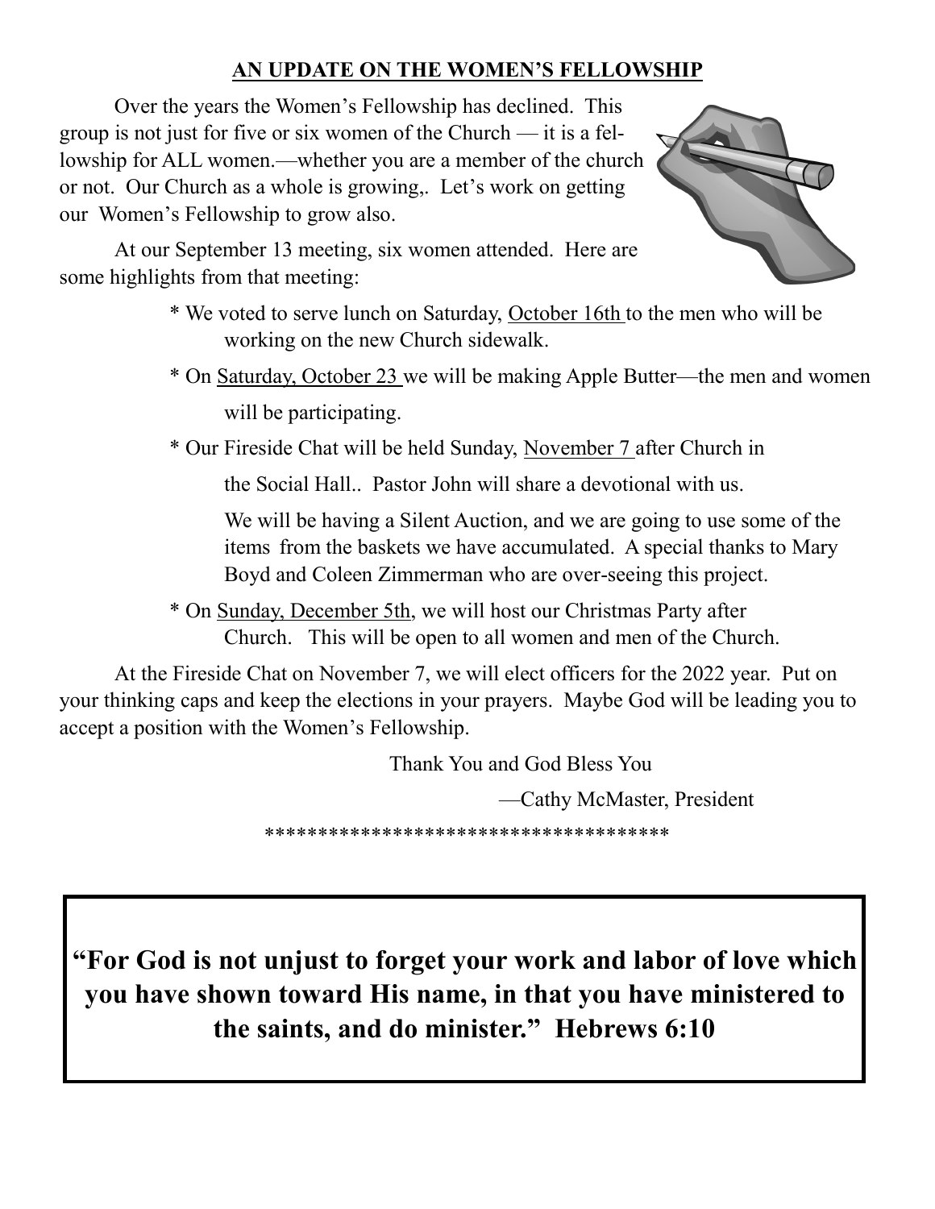## AN UPDATE ON THE WOMEN'S FELLOWSHIP

Over the years the Women's Fellowship has declined. This group is not just for five or six women of the Church — it is a fellowship for ALL women.—whether you are a member of the church or not. Our Church as a whole is growing,. Let's work on getting our Women's Fellowship to grow also.

At our September 13 meeting, six women attended. Here are some highlights from that meeting:

* We voted to serve lunch on Saturday, October 16th to the men who will be working on the new Church sidewalk.
* On Saturday, October 23 we will be making Apple Butter—the men and women will be participating.
* Our Fireside Chat will be held Sunday, November 7 after Church in the Social Hall.. Pastor John will share a devotional with us.

  We will be having a Silent Auction, and we are going to use some of the items from the baskets we have accumulated. A special thanks to Mary Boyd and Coleen Zimmerman who are over-seeing this project.
* On Sunday, December 5th, we will host our Christmas Party after Church. This will be open to all women and men of the Church.

At the Fireside Chat on November 7, we will elect officers for the 2022 year. Put on your thinking caps and keep the elections in your prayers. Maybe God will be leading you to accept a position with the Women's Fellowship.

Thank You and God Bless You

—Cathy McMaster, President

*************************************

**"For God is not unjust to forget your work and labor of love which you have shown toward His name, in that you have ministered to the saints, and do minister." Hebrews 6:10**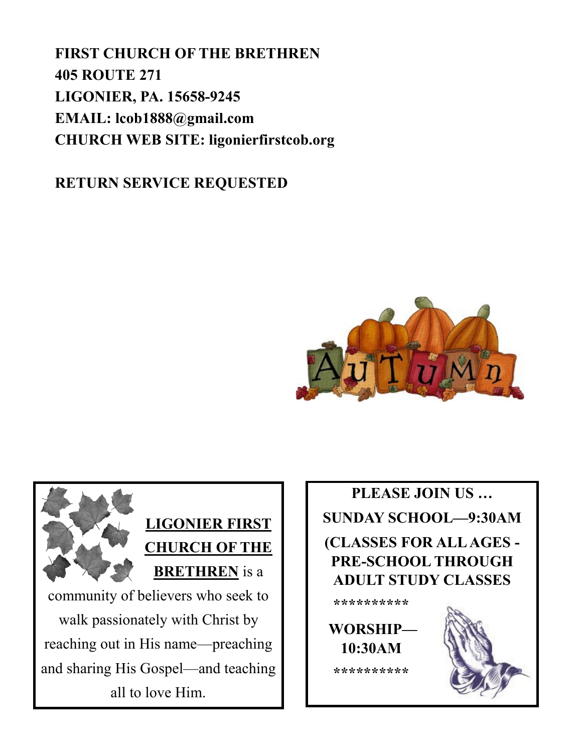**FIRST CHURCH OF THE BRETHREN**
**405 ROUTE 271**
**LIGONIER, PA. 15658-9245**
**EMAIL: lcob1888@gmail.com**
**CHURCH WEB SITE: ligonierfirstcob.org**

**RETURN SERVICE REQUESTED**

**LIGONIER FIRST CHURCH OF THE BRETHREN** is a community of believers who seek to walk passionately with Christ by reaching out in His name—preaching and sharing His Gospel—and teaching all to love Him.

**PLEASE JOIN US …**

**SUNDAY SCHOOL—9:30AM**

**(CLASSES FOR ALL AGES - PRE-SCHOOL THROUGH ADULT STUDY CLASSES**

**********

**WORSHIP—10:30AM**

**********